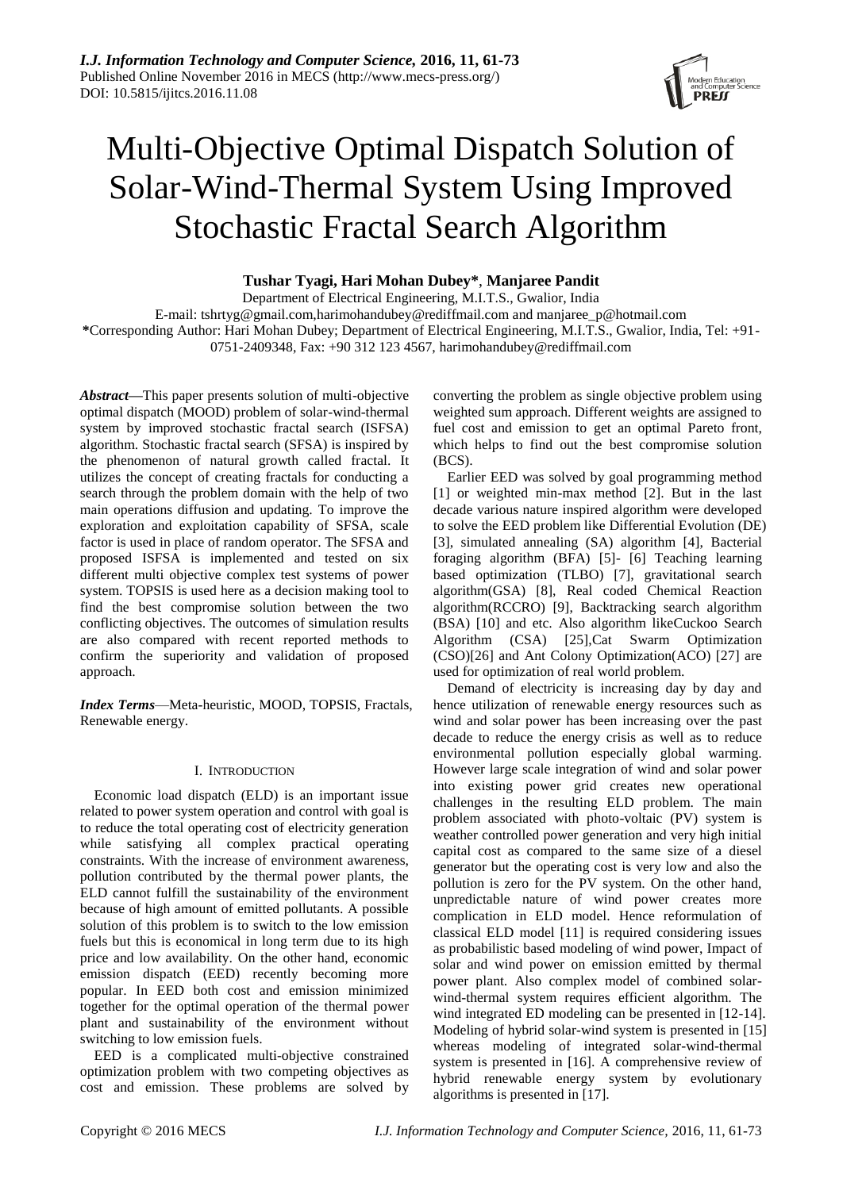# Multi-Objective Optimal Dispatch Solution of Solar-Wind-Thermal System Using Improved Stochastic Fractal Search Algorithm

**Tushar Tyagi, Hari Mohan Dubey\*, Manjaree Pandit**

Department of Electrical Engineering, M.I.T.S., Gwalior, India

E-mail: tshrtyg@gmail.com,harimohandubey@rediffmail.com and manjaree_p@hotmail.com

**\***Corresponding Author: Hari Mohan Dubey; Department of Electrical Engineering, M.I.T.S., Gwalior, India, Tel: +91-0751-2409348, Fax: +90 312 123 4567, harimohandubey@rediffmail.com

***Abstract*****—**This paper presents solution of multi-objective optimal dispatch (MOOD) problem of solar-wind-thermal system by improved stochastic fractal search (ISFSA) algorithm. Stochastic fractal search (SFSA) is inspired by the phenomenon of natural growth called fractal. It utilizes the concept of creating fractals for conducting a search through the problem domain with the help of two main operations diffusion and updating. To improve the exploration and exploitation capability of SFSA, scale factor is used in place of random operator. The SFSA and proposed ISFSA is implemented and tested on six different multi objective complex test systems of power system. TOPSIS is used here as a decision making tool to find the best compromise solution between the two conflicting objectives. The outcomes of simulation results are also compared with recent reported methods to confirm the superiority and validation of proposed approach.

***Index Terms*****—**Meta-heuristic, MOOD, TOPSIS, Fractals, Renewable energy.

## I. Introduction

Economic load dispatch (ELD) is an important issue related to power system operation and control with goal is to reduce the total operating cost of electricity generation while satisfying all complex practical operating constraints. With the increase of environment awareness, pollution contributed by the thermal power plants, the ELD cannot fulfill the sustainability of the environment because of high amount of emitted pollutants. A possible solution of this problem is to switch to the low emission fuels but this is economical in long term due to its high price and low availability. On the other hand, economic emission dispatch (EED) recently becoming more popular. In EED both cost and emission minimized together for the optimal operation of the thermal power plant and sustainability of the environment without switching to low emission fuels.

EED is a complicated multi-objective constrained optimization problem with two competing objectives as cost and emission. These problems are solved by converting the problem as single objective problem using weighted sum approach. Different weights are assigned to fuel cost and emission to get an optimal Pareto front, which helps to find out the best compromise solution (BCS).

Earlier EED was solved by goal programming method [1] or weighted min-max method [2]. But in the last decade various nature inspired algorithm were developed to solve the EED problem like Differential Evolution (DE) [3], simulated annealing (SA) algorithm [4], Bacterial foraging algorithm (BFA) [5]- [6] Teaching learning based optimization (TLBO) [7], gravitational search algorithm(GSA) [8], Real coded Chemical Reaction algorithm(RCCRO) [9], Backtracking search algorithm (BSA) [10] and etc. Also algorithm likeCuckoo Search Algorithm (CSA) [25],Cat Swarm Optimization (CSO)[26] and Ant Colony Optimization(ACO) [27] are used for optimization of real world problem.

Demand of electricity is increasing day by day and hence utilization of renewable energy resources such as wind and solar power has been increasing over the past decade to reduce the energy crisis as well as to reduce environmental pollution especially global warming. However large scale integration of wind and solar power into existing power grid creates new operational challenges in the resulting ELD problem. The main problem associated with photo-voltaic (PV) system is weather controlled power generation and very high initial capital cost as compared to the same size of a diesel generator but the operating cost is very low and also the pollution is zero for the PV system. On the other hand, unpredictable nature of wind power creates more complication in ELD model. Hence reformulation of classical ELD model [11] is required considering issues as probabilistic based modeling of wind power, Impact of solar and wind power on emission emitted by thermal power plant. Also complex model of combined solar-wind-thermal system requires efficient algorithm. The wind integrated ED modeling can be presented in [12-14]. Modeling of hybrid solar-wind system is presented in [15] whereas modeling of integrated solar-wind-thermal system is presented in [16]. A comprehensive review of hybrid renewable energy system by evolutionary algorithms is presented in [17].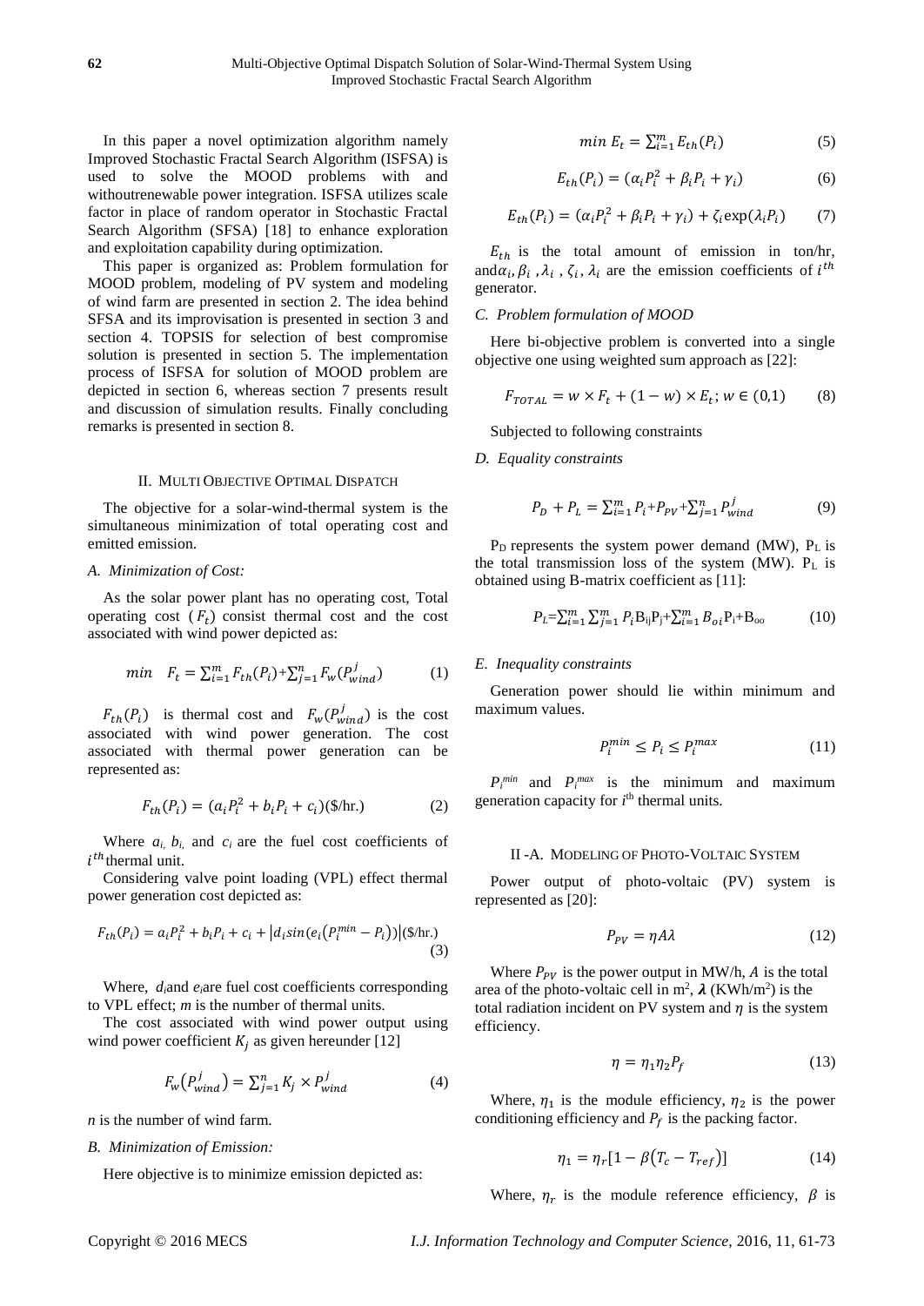In this paper a novel optimization algorithm namely Improved Stochastic Fractal Search Algorithm (ISFSA) is used to solve the MOOD problems with and withoutrenewable power integration. ISFSA utilizes scale factor in place of random operator in Stochastic Fractal Search Algorithm (SFSA) [18] to enhance exploration and exploitation capability during optimization.

This paper is organized as: Problem formulation for MOOD problem, modeling of PV system and modeling of wind farm are presented in section 2. The idea behind SFSA and its improvisation is presented in section 3 and section 4. TOPSIS for selection of best compromise solution is presented in section 5. The implementation process of ISFSA for solution of MOOD problem are depicted in section 6, whereas section 7 presents result and discussion of simulation results. Finally concluding remarks is presented in section 8.

## II. MULTI OBJECTIVE OPTIMAL DISPATCH

The objective for a solar-wind-thermal system is the simultaneous minimization of total operating cost and emitted emission.

### *A. Minimization of Cost:*

As the solar power plant has no operating cost, Total operating cost ($F_t$) consist thermal cost and the cost associated with wind power depicted as:

$$min \quad F_t = \sum_{i=1}^{m} F_{th}(P_i) + \sum_{j=1}^{n} F_w(P_{wind}^j) \tag{1}$$

$F_{th}(P_i)$ is thermal cost and $F_w(P_{wind}^j)$ is the cost associated with wind power generation. The cost associated with thermal power generation can be represented as:

$$F_{th}(P_i) = (a_i P_i^2 + b_i P_i + c_i)(\$/\text{hr.}) \tag{2}$$

Where $a_i$, $b_i$, and $c_i$ are the fuel cost coefficients of $i^{th}$ thermal unit.

Considering valve point loading (VPL) effect thermal power generation cost depicted as:

$$F_{th}(P_i) = a_i P_i^2 + b_i P_i + c_i + \left| d_i sin\left(e_i\left(P_i^{min} - P_i\right)\right)\right| (\$/\text{hr.}) \tag{3}$$

Where, $d_i$and $e_i$are fuel cost coefficients corresponding to VPL effect; $m$ is the number of thermal units.

The cost associated with wind power output using wind power coefficient $K_j$ as given hereunder [12]

$$F_w\left(P_{wind}^j\right) = \sum_{j=1}^{n} K_j \times P_{wind}^j \tag{4}$$

$n$ is the number of wind farm.

### *B. Minimization of Emission:*

Here objective is to minimize emission depicted as:

$$min \ E_t = \sum_{i=1}^{m} E_{th}(P_i) \tag{5}$$

$$E_{th}(P_i) = (\alpha_i P_i^2 + \beta_i P_i + \gamma_i) \tag{6}$$

$$E_{th}(P_i) = (\alpha_i P_i^2 + \beta_i P_i + \gamma_i) + \zeta_i \exp(\lambda_i P_i) \tag{7}$$

$E_{th}$ is the total amount of emission in ton/hr, and$\alpha_i, \beta_i, \lambda_i, \zeta_i, \lambda_i$ are the emission coefficients of $i^{th}$ generator.

### *C. Problem formulation of MOOD*

Here bi-objective problem is converted into a single objective one using weighted sum approach as [22]:

$$F_{TOTAL} = w \times F_t + (1 - w) \times E_t; w \in (0,1) \tag{8}$$

Subjected to following constraints

### *D. Equality constraints*

$$P_D + P_L = \sum_{i=1}^{m} P_i + P_{PV} + \sum_{j=1}^{n} P_{wind}^j \tag{9}$$

$P_D$ represents the system power demand (MW), $P_L$ is the total transmission loss of the system (MW). $P_L$ is obtained using B-matrix coefficient as [11]:

$$P_L = \sum_{i=1}^{m} \sum_{j=1}^{m} P_i B_{ij} P_j + \sum_{i=1}^{m} B_{oi} P_i + B_{oo} \tag{10}$$

### *E. Inequality constraints*

Generation power should lie within minimum and maximum values.

$$P_i^{min} \leq P_i \leq P_i^{max} \tag{11}$$

$P_i^{min}$ and $P_i^{max}$ is the minimum and maximum generation capacity for $i^{th}$ thermal units.

## II -A. MODELING OF PHOTO-VOLTAIC SYSTEM

Power output of photo-voltaic (PV) system is represented as [20]:

$$P_{PV} = \eta A \lambda \tag{12}$$

Where $P_{PV}$ is the power output in MW/h, $A$ is the total area of the photo-voltaic cell in m$^2$, $\boldsymbol{\lambda}$ (KWh/m$^2$) is the total radiation incident on PV system and $\eta$ is the system efficiency.

$$\eta = \eta_1 \eta_2 P_f \tag{13}$$

Where, $\eta_1$ is the module efficiency, $\eta_2$ is the power conditioning efficiency and $P_f$ is the packing factor.

$$\eta_1 = \eta_r[1 - \beta(T_c - T_{ref})] \tag{14}$$

Where, $\eta_r$ is the module reference efficiency, $\beta$ is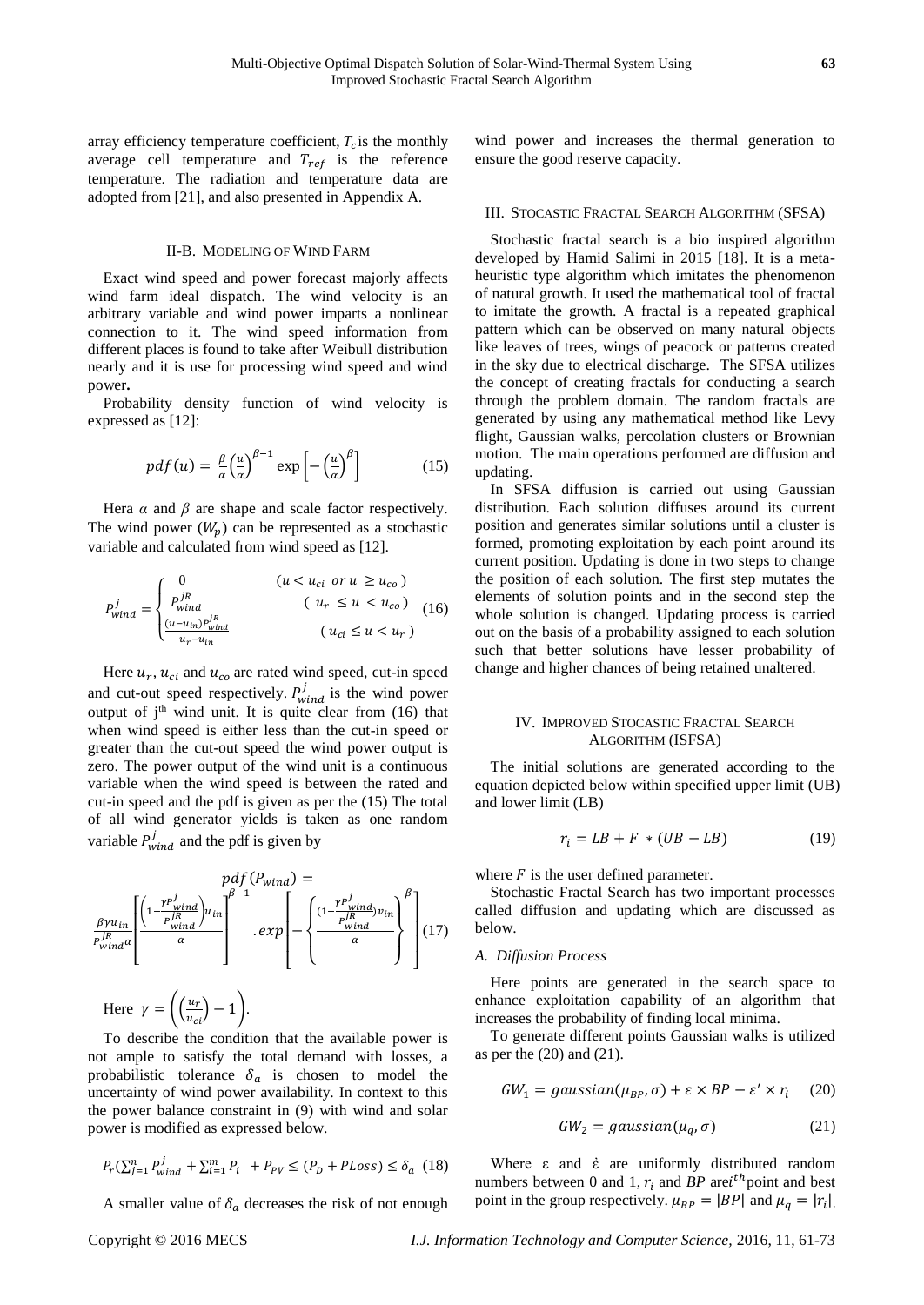array efficiency temperature coefficient, $T_c$ is the monthly average cell temperature and $T_{ref}$ is the reference temperature. The radiation and temperature data are adopted from [21], and also presented in Appendix A.

### II-B. Modeling of Wind Farm

Exact wind speed and power forecast majorly affects wind farm ideal dispatch. The wind velocity is an arbitrary variable and wind power imparts a nonlinear connection to it. The wind speed information from different places is found to take after Weibull distribution nearly and it is use for processing wind speed and wind power**.**

Probability density function of wind velocity is expressed as [12]:

$$pdf(u) = \frac{\beta}{\alpha}\left(\frac{u}{\alpha}\right)^{\beta-1} \exp\left[-\left(\frac{u}{\alpha}\right)^{\beta}\right] \quad (15)$$

Hera $\alpha$ and $\beta$ are shape and scale factor respectively. The wind power ($W_p$) can be represented as a stochastic variable and calculated from wind speed as [12].

$$P_{wind}^{j} = \begin{cases} 0 & (u < u_{ci} \ or \ u \geq u_{co}) \\ P_{wind}^{jR} & (u_r \leq u < u_{co}) \\ \frac{(u-u_{in})P_{wind}^{jR}}{u_r - u_{in}} & (u_{ci} \leq u < u_r) \end{cases} \quad (16)$$

Here $u_r$, $u_{ci}$ and $u_{co}$ are rated wind speed, cut-in speed and cut-out speed respectively. $P_{wind}^{j}$ is the wind power output of j[th] wind unit. It is quite clear from (16) that when wind speed is either less than the cut-in speed or greater than the cut-out speed the wind power output is zero. The power output of the wind unit is a continuous variable when the wind speed is between the rated and cut-in speed and the pdf is given as per the (15) The total of all wind generator yields is taken as one random variable $P_{wind}^{j}$ and the pdf is given by

$$pdf(P_{wind}) = \frac{\beta\gamma u_{in}}{P_{wind}^{jR}\alpha}\left[\frac{\left(1+\frac{\gamma P_{wind}^{j}}{P_{wind}^{jR}}\right)u_{in}}{\alpha}\right]^{\beta-1} . exp\left[-\left\{\frac{(1+\frac{\gamma P_{wind}^{j}}{P_{wind}^{jR}})v_{in}}{\alpha}\right\}^{\beta}\right] \quad (17)$$

Here $\gamma = \left(\left(\frac{u_r}{u_{ci}}\right) - 1\right)$.

To describe the condition that the available power is not ample to satisfy the total demand with losses, a probabilistic tolerance $\delta_a$ is chosen to model the uncertainty of wind power availability. In context to this the power balance constraint in (9) with wind and solar power is modified as expressed below.

$$P_r\left(\sum_{j=1}^{n} P_{wind}^{j} + \sum_{i=1}^{m} P_i + P_{PV} \leq (P_D + PLoss)\right) \leq \delta_a \quad (18)$$

A smaller value of $\delta_a$ decreases the risk of not enough wind power and increases the thermal generation to ensure the good reserve capacity.

## III. Stocastic Fractal Search Algorithm (SFSA)

Stochastic fractal search is a bio inspired algorithm developed by Hamid Salimi in 2015 [18]. It is a meta-heuristic type algorithm which imitates the phenomenon of natural growth. It used the mathematical tool of fractal to imitate the growth. A fractal is a repeated graphical pattern which can be observed on many natural objects like leaves of trees, wings of peacock or patterns created in the sky due to electrical discharge. The SFSA utilizes the concept of creating fractals for conducting a search through the problem domain. The random fractals are generated by using any mathematical method like Levy flight, Gaussian walks, percolation clusters or Brownian motion. The main operations performed are diffusion and updating.

In SFSA diffusion is carried out using Gaussian distribution. Each solution diffuses around its current position and generates similar solutions until a cluster is formed, promoting exploitation by each point around its current position. Updating is done in two steps to change the position of each solution. The first step mutates the elements of solution points and in the second step the whole solution is changed. Updating process is carried out on the basis of a probability assigned to each solution such that better solutions have lesser probability of change and higher chances of being retained unaltered.

## IV. Improved Stocastic Fractal Search Algorithm (ISFSA)

The initial solutions are generated according to the equation depicted below within specified upper limit (UB) and lower limit (LB)

$$r_i = LB + F * (UB - LB) \quad (19)$$

where $F$ is the user defined parameter.

Stochastic Fractal Search has two important processes called diffusion and updating which are discussed as below.

### *A. Diffusion Process*

Here points are generated in the search space to enhance exploitation capability of an algorithm that increases the probability of finding local minima.

To generate different points Gaussian walks is utilized as per the (20) and (21).

$$GW_1 = gaussian(\mu_{BP}, \sigma) + \varepsilon \times BP - \varepsilon' \times r_i \quad (20)$$

$$GW_2 = gaussian(\mu_q, \sigma) \quad (21)$$

Where ε and $\dot{\varepsilon}$ are uniformly distributed random numbers between 0 and 1, $r_i$ and $BP$ are $i^{th}$ point and best point in the group respectively. $\mu_{BP} = |BP|$ and $\mu_q = |r_i|$,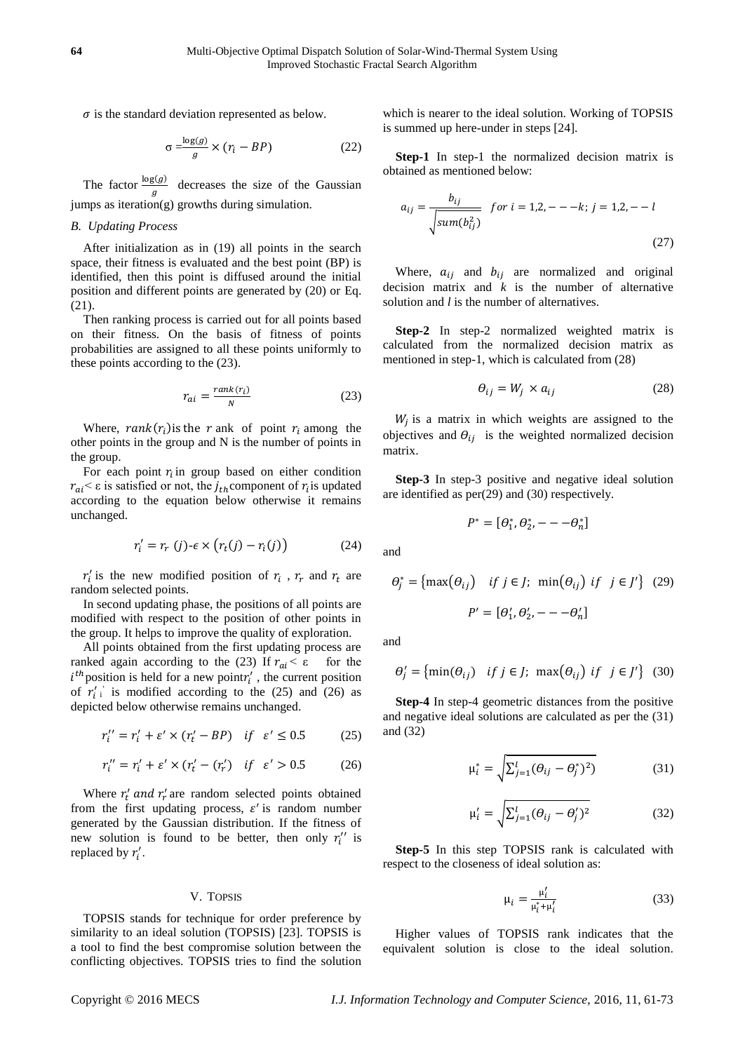$\sigma$ is the standard deviation represented as below.

$$\sigma = \frac{\log(g)}{g} \times (r_i - BP) \tag{22}$$

The factor $\frac{\log(g)}{g}$ decreases the size of the Gaussian jumps as iteration(g) growths during simulation.

### B. Updating Process

After initialization as in (19) all points in the search space, their fitness is evaluated and the best point (BP) is identified, then this point is diffused around the initial position and different points are generated by (20) or Eq. (21).

Then ranking process is carried out for all points based on their fitness. On the basis of fitness of points probabilities are assigned to all these points uniformly to these points according to the (23).

$$r_{ai} = \frac{rank(r_i)}{N} \tag{23}$$

Where, $rank(r_i)$ is the $r$ ank of point $r_i$ among the other points in the group and N is the number of points in the group.

For each point $r_i$ in group based on either condition $r_{ai} < \varepsilon$ is satisfied or not, the $j_{th}$ component of $r_i$ is updated according to the equation below otherwise it remains unchanged.

$$r_i' = r_r\ (j) \text{-} \epsilon \times \left(r_t(j) - r_i(j)\right) \tag{24}$$

$r_i'$ is the new modified position of $r_i$ , $r_r$ and $r_t$ are random selected points.

In second updating phase, the positions of all points are modified with respect to the position of other points in the group. It helps to improve the quality of exploration.

All points obtained from the first updating process are ranked again according to the (23) If $r_{ai} < \varepsilon$ for the $i^{th}$ position is held for a new point $r_i'$ , the current position of $r_i'$ is modified according to the (25) and (26) as depicted below otherwise remains unchanged.

$$r_i'' = r_i' + \varepsilon' \times (r_t' - BP) \quad if \quad \varepsilon' \leq 0.5 \tag{25}$$

$$r_i'' = r_i' + \varepsilon' \times (r_t' - (r_r')) \quad if \quad \varepsilon' > 0.5 \tag{26}$$

Where $r_t'$ *and* $r_r'$ are random selected points obtained from the first updating process, $\varepsilon'$ is random number generated by the Gaussian distribution. If the fitness of new solution is found to be better, then only $r_i''$ is replaced by $r_i'$.

## V. TOPSIS

TOPSIS stands for technique for order preference by similarity to an ideal solution (TOPSIS) [23]. TOPSIS is a tool to find the best compromise solution between the conflicting objectives. TOPSIS tries to find the solution which is nearer to the ideal solution. Working of TOPSIS is summed up here-under in steps [24].

**Step-1** In step-1 the normalized decision matrix is obtained as mentioned below:

$$a_{ij} = \frac{b_{ij}}{\sqrt{sum(b_{ij}^2)}} \quad for\ i = 1,2,---k;\ j = 1,2,--l \tag{27}$$

Where, $a_{ij}$ and $b_{ij}$ are normalized and original decision matrix and $k$ is the number of alternative solution and $l$ is the number of alternatives.

**Step-2** In step-2 normalized weighted matrix is calculated from the normalized decision matrix as mentioned in step-1, which is calculated from (28)

$$\Theta_{ij} = W_j \times a_{ij} \tag{28}$$

$W_j$ is a matrix in which weights are assigned to the objectives and $\Theta_{ij}$ is the weighted normalized decision matrix.

**Step-3** In step-3 positive and negative ideal solution are identified as per(29) and (30) respectively.

$$P^* = [\Theta_1^*, \Theta_2^*, ---\Theta_n^*]$$

and

$$\Theta_j^* = \left\{\max(\Theta_{ij}) \quad if\ j \in J;\ \min(\Theta_{ij})\ if \quad j \in J'\right\} \tag{29}$$

$$P' = [\Theta_1', \Theta_2', ---\Theta_n']$$

and

$$\Theta_j' = \left\{\min(\Theta_{ij}) \quad if\ j \in J;\ \max(\Theta_{ij})\ if \quad j \in J'\right\} \tag{30}$$

**Step-4** In step-4 geometric distances from the positive and negative ideal solutions are calculated as per the (31) and (32)

$$\mu_i^* = \sqrt{\sum_{j=1}^{l} (\Theta_{ij} - \Theta_j^*)^2)} \tag{31}$$

$$\mu_i' = \sqrt{\sum_{j=1}^{l} (\Theta_{ij} - \Theta_j')^2} \tag{32}$$

**Step-5** In this step TOPSIS rank is calculated with respect to the closeness of ideal solution as:

$$\mu_i = \frac{\mu_i'}{\mu_i^* + \mu_i'} \tag{33}$$

Higher values of TOPSIS rank indicates that the equivalent solution is close to the ideal solution.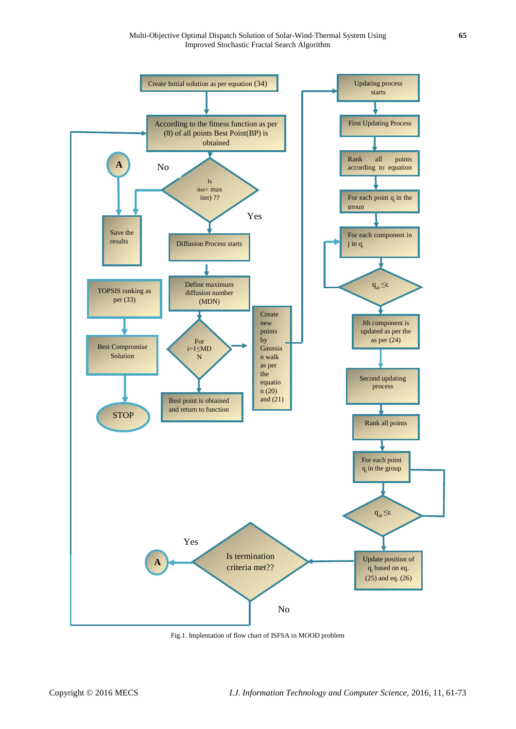Create Initial solution as per equation (34)

According to the fitness function as per (8) of all points Best Point(BP) is obtained

Is iter< max iter) ??

No

Yes

A

Save the results

Diffusion Process starts

Define maximum diffusion number (MDN)

For i=1≤MDN

Create new points by Gaussian walk as per the equation (20) and (21)

Best point is obtained and return to function

TOPSIS ranking as per (33)

Best Compromise Solution

STOP

Updating process starts

First Updating Process

Rank all points according to equation

For each point $q_i$ in the group

For each component in j in $q_i$

$q_{ai} \leq \varepsilon$

Jth component is updated as per the as per (24)

Second updating process

Rank all points

For each point $q_i$ in the group

$q_{ai} \leq \varepsilon$

Update position of $q_i$ based on eq. (25) and eq. (26)

Is termination criteria met??

Yes

A

No

Fig.1. Implentation of flow chart of ISFSA in MOOD problem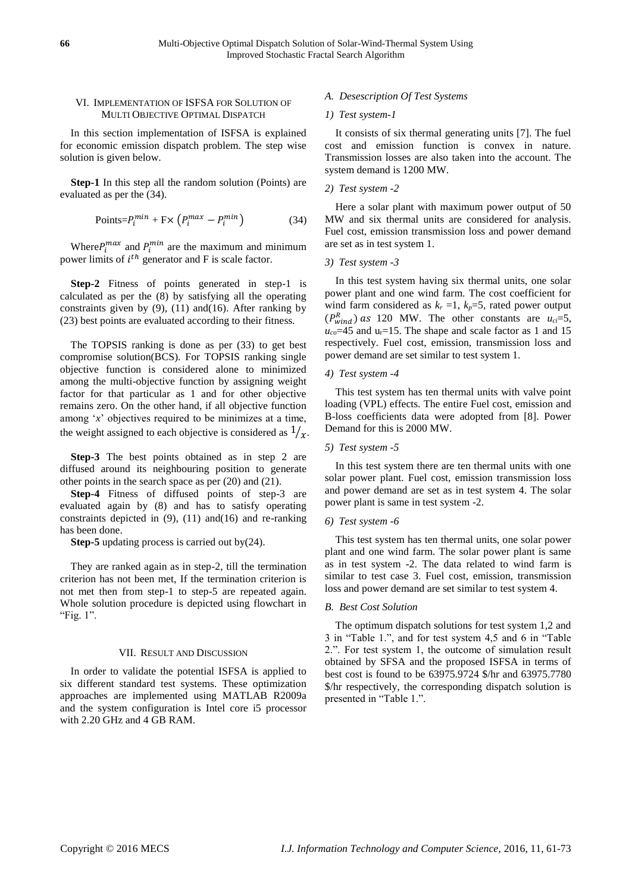## VI. Implementation of ISFSA for Solution of Multi Objective Optimal Dispatch

In this section implementation of ISFSA is explained for economic emission dispatch problem. The step wise solution is given below.

**Step-1** In this step all the random solution (Points) are evaluated as per the (34).

$$\text{Points}=P_i^{min} + \text{F}\times \left(P_i^{max} - P_i^{min}\right) \quad (34)$$

Where $P_i^{max}$ and $P_i^{min}$ are the maximum and minimum power limits of $i^{th}$ generator and F is scale factor.

**Step-2** Fitness of points generated in step-1 is calculated as per the (8) by satisfying all the operating constraints given by (9), (11) and(16). After ranking by (23) best points are evaluated according to their fitness.

The TOPSIS ranking is done as per (33) to get best compromise solution(BCS). For TOPSIS ranking single objective function is considered alone to minimized among the multi-objective function by assigning weight factor for that particular as 1 and for other objective remains zero. On the other hand, if all objective function among '*x*' objectives required to be minimizes at a time, the weight assigned to each objective is considered as $1/_x$.

**Step-3** The best points obtained as in step 2 are diffused around its neighbouring position to generate other points in the search space as per (20) and (21).

**Step-4** Fitness of diffused points of step-3 are evaluated again by (8) and has to satisfy operating constraints depicted in (9), (11) and(16) and re-ranking has been done.

**Step-5** updating process is carried out by(24).

They are ranked again as in step-2, till the termination criterion has not been met, If the termination criterion is not met then from step-1 to step-5 are repeated again. Whole solution procedure is depicted using flowchart in "Fig. 1".

## VII. Result and Discussion

In order to validate the potential ISFSA is applied to six different standard test systems. These optimization approaches are implemented using MATLAB R2009a and the system configuration is Intel core i5 processor with 2.20 GHz and 4 GB RAM.

### A. Desescription Of Test Systems

#### 1) Test system-1

It consists of six thermal generating units [7]. The fuel cost and emission function is convex in nature. Transmission losses are also taken into the account. The system demand is 1200 MW.

#### 2) Test system -2

Here a solar plant with maximum power output of 50 MW and six thermal units are considered for analysis. Fuel cost, emission transmission loss and power demand are set as in test system 1.

#### 3) Test system -3

In this test system having six thermal units, one solar power plant and one wind farm. The cost coefficient for wind farm considered as $k_r$ =1, $k_p$=5, rated power output ($P_{wind}^R$) as 120 MW. The other constants are $u_{ci}$=5, $u_{co}$=45 and $u_r$=15. The shape and scale factor as 1 and 15 respectively. Fuel cost, emission, transmission loss and power demand are set similar to test system 1.

#### 4) Test system -4

This test system has ten thermal units with valve point loading (VPL) effects. The entire Fuel cost, emission and B-loss coefficients data were adopted from [8]. Power Demand for this is 2000 MW.

#### 5) Test system -5

In this test system there are ten thermal units with one solar power plant. Fuel cost, emission transmission loss and power demand are set as in test system 4. The solar power plant is same in test system -2.

#### 6) Test system -6

This test system has ten thermal units, one solar power plant and one wind farm. The solar power plant is same as in test system -2. The data related to wind farm is similar to test case 3. Fuel cost, emission, transmission loss and power demand are set similar to test system 4.

### B. Best Cost Solution

The optimum dispatch solutions for test system 1,2 and 3 in "Table 1.", and for test system 4,5 and 6 in "Table 2.". For test system 1, the outcome of simulation result obtained by SFSA and the proposed ISFSA in terms of best cost is found to be 63975.9724 \$/hr and 63975.7780 \$/hr respectively, the corresponding dispatch solution is presented in "Table 1.".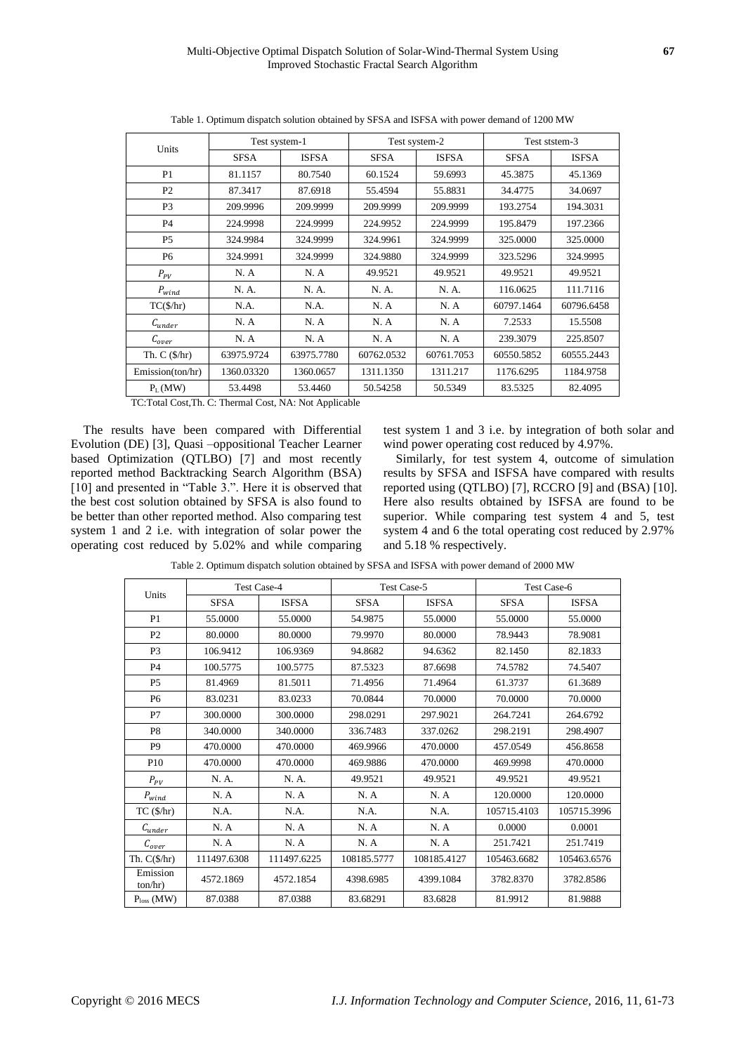Table 1. Optimum dispatch solution obtained by SFSA and ISFSA with power demand of 1200 MW

| Units | Test system-1 | | Test system-2 | | Test ststem-3 | |
|---|---|---|---|---|---|---|
| | SFSA | ISFSA | SFSA | ISFSA | SFSA | ISFSA |
| P1 | 81.1157 | 80.7540 | 60.1524 | 59.6993 | 45.3875 | 45.1369 |
| P2 | 87.3417 | 87.6918 | 55.4594 | 55.8831 | 34.4775 | 34.0697 |
| P3 | 209.9996 | 209.9999 | 209.9999 | 209.9999 | 193.2754 | 194.3031 |
| P4 | 224.9998 | 224.9999 | 224.9952 | 224.9999 | 195.8479 | 197.2366 |
| P5 | 324.9984 | 324.9999 | 324.9961 | 324.9999 | 325.0000 | 325.0000 |
| P6 | 324.9991 | 324.9999 | 324.9880 | 324.9999 | 323.5296 | 324.9995 |
| $P_{PV}$ | N. A | N. A | 49.9521 | 49.9521 | 49.9521 | 49.9521 |
| $P_{wind}$ | N. A. | N. A. | N. A. | N. A. | 116.0625 | 111.7116 |
| TC($/hr) | N.A. | N.A. | N. A | N. A | 60797.1464 | 60796.6458 |
| $C_{under}$ | N. A | N. A | N. A | N. A | 7.2533 | 15.5508 |
| $C_{over}$ | N. A | N. A | N. A | N. A | 239.3079 | 225.8507 |
| Th. C ($/hr) | 63975.9724 | 63975.7780 | 60762.0532 | 60761.7053 | 60550.5852 | 60555.2443 |
| Emission(ton/hr) | 1360.03320 | 1360.0657 | 1311.1350 | 1311.217 | 1176.6295 | 1184.9758 |
| $P_L$ (MW) | 53.4498 | 53.4460 | 50.54258 | 50.5349 | 83.5325 | 82.4095 |

TC:Total Cost,Th. C: Thermal Cost, NA: Not Applicable

The results have been compared with Differential Evolution (DE) [3], Quasi –oppositional Teacher Learner based Optimization (QTLBO) [7] and most recently reported method Backtracking Search Algorithm (BSA) [10] and presented in "Table 3.". Here it is observed that the best cost solution obtained by SFSA is also found to be better than other reported method. Also comparing test system 1 and 2 i.e. with integration of solar power the operating cost reduced by 5.02% and while comparing test system 1 and 3 i.e. by integration of both solar and wind power operating cost reduced by 4.97%.

Similarly, for test system 4, outcome of simulation results by SFSA and ISFSA have compared with results reported using (QTLBO) [7], RCCRO [9] and (BSA) [10]. Here also results obtained by ISFSA are found to be superior. While comparing test system 4 and 5, test system 4 and 6 the total operating cost reduced by 2.97% and 5.18 % respectively.

Table 2. Optimum dispatch solution obtained by SFSA and ISFSA with power demand of 2000 MW

| Units | Test Case-4 | | Test Case-5 | | Test Case-6 | |
|---|---|---|---|---|---|---|
| | SFSA | ISFSA | SFSA | ISFSA | SFSA | ISFSA |
| P1 | 55.0000 | 55.0000 | 54.9875 | 55.0000 | 55.0000 | 55.0000 |
| P2 | 80.0000 | 80.0000 | 79.9970 | 80.0000 | 78.9443 | 78.9081 |
| P3 | 106.9412 | 106.9369 | 94.8682 | 94.6362 | 82.1450 | 82.1833 |
| P4 | 100.5775 | 100.5775 | 87.5323 | 87.6698 | 74.5782 | 74.5407 |
| P5 | 81.4969 | 81.5011 | 71.4956 | 71.4964 | 61.3737 | 61.3689 |
| P6 | 83.0231 | 83.0233 | 70.0844 | 70.0000 | 70.0000 | 70.0000 |
| P7 | 300.0000 | 300.0000 | 298.0291 | 297.9021 | 264.7241 | 264.6792 |
| P8 | 340.0000 | 340.0000 | 336.7483 | 337.0262 | 298.2191 | 298.4907 |
| P9 | 470.0000 | 470.0000 | 469.9966 | 470.0000 | 457.0549 | 456.8658 |
| P10 | 470.0000 | 470.0000 | 469.9886 | 470.0000 | 469.9998 | 470.0000 |
| $P_{PV}$ | N. A. | N. A. | 49.9521 | 49.9521 | 49.9521 | 49.9521 |
| $P_{wind}$ | N. A | N. A | N. A | N. A | 120.0000 | 120.0000 |
| TC ($/hr) | N.A. | N.A. | N.A. | N.A. | 105715.4103 | 105715.3996 |
| $C_{under}$ | N. A | N. A | N. A | N. A | 0.0000 | 0.0001 |
| $C_{over}$ | N. A | N. A | N. A | N. A | 251.7421 | 251.7419 |
| Th. C($/hr) | 111497.6308 | 111497.6225 | 108185.5777 | 108185.4127 | 105463.6682 | 105463.6576 |
| Emission ton/hr) | 4572.1869 | 4572.1854 | 4398.6985 | 4399.1084 | 3782.8370 | 3782.8586 |
| $P_{loss}$ (MW) | 87.0388 | 87.0388 | 83.68291 | 83.6828 | 81.9912 | 81.9888 |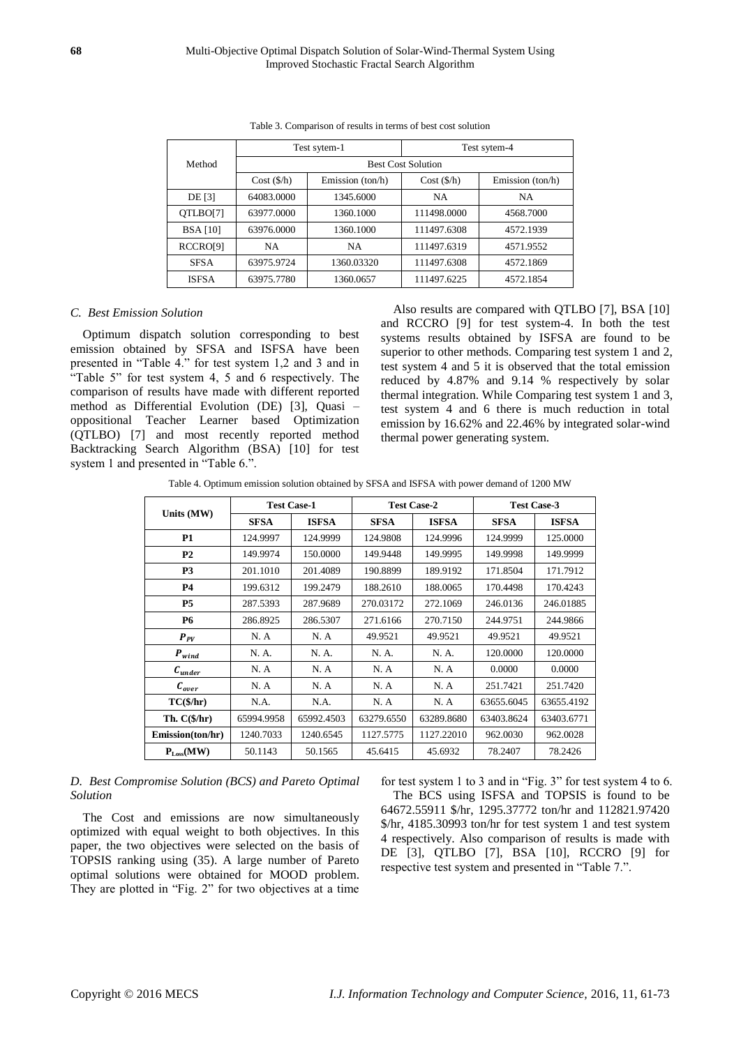Table 3. Comparison of results in terms of best cost solution

| Method | Test sytem-1 | | Test sytem-4 | |
|---|---|---|---|---|
| | Best Cost Solution | | | |
| | Cost ($/h) | Emission (ton/h) | Cost ($/h) | Emission (ton/h) |
| DE [3] | 64083.0000 | 1345.6000 | NA | NA |
| QTLBO[7] | 63977.0000 | 1360.1000 | 111498.0000 | 4568.7000 |
| BSA [10] | 63976.0000 | 1360.1000 | 111497.6308 | 4572.1939 |
| RCCRO[9] | NA | NA | 111497.6319 | 4571.9552 |
| SFSA | 63975.9724 | 1360.03320 | 111497.6308 | 4572.1869 |
| ISFSA | 63975.7780 | 1360.0657 | 111497.6225 | 4572.1854 |

### C. Best Emission Solution

Optimum dispatch solution corresponding to best emission obtained by SFSA and ISFSA have been presented in "Table 4." for test system 1,2 and 3 and in "Table 5" for test system 4, 5 and 6 respectively. The comparison of results have made with different reported method as Differential Evolution (DE) [3], Quasi – oppositional Teacher Learner based Optimization (QTLBO) [7] and most recently reported method Backtracking Search Algorithm (BSA) [10] for test system 1 and presented in "Table 6.".

Also results are compared with QTLBO [7], BSA [10] and RCCRO [9] for test system-4. In both the test systems results obtained by ISFSA are found to be superior to other methods. Comparing test system 1 and 2, test system 4 and 5 it is observed that the total emission reduced by 4.87% and 9.14 % respectively by solar thermal integration. While Comparing test system 1 and 3, test system 4 and 6 there is much reduction in total emission by 16.62% and 22.46% by integrated solar-wind thermal power generating system.

Table 4. Optimum emission solution obtained by SFSA and ISFSA with power demand of 1200 MW

| Units (MW) | Test Case-1 | | Test Case-2 | | Test Case-3 | |
|---|---|---|---|---|---|---|
| | **SFSA** | **ISFSA** | **SFSA** | **ISFSA** | **SFSA** | **ISFSA** |
| **P1** | 124.9997 | 124.9999 | 124.9808 | 124.9996 | 124.9999 | 125.0000 |
| **P2** | 149.9974 | 150.0000 | 149.9448 | 149.9995 | 149.9998 | 149.9999 |
| **P3** | 201.1010 | 201.4089 | 190.8899 | 189.9192 | 171.8504 | 171.7912 |
| **P4** | 199.6312 | 199.2479 | 188.2610 | 188.0065 | 170.4498 | 170.4243 |
| **P5** | 287.5393 | 287.9689 | 270.03172 | 272.1069 | 246.0136 | 246.01885 |
| **P6** | 286.8925 | 286.5307 | 271.6166 | 270.7150 | 244.9751 | 244.9866 |
| $P_{PV}$ | N. A | N. A | 49.9521 | 49.9521 | 49.9521 | 49.9521 |
| $P_{wind}$ | N. A. | N. A. | N. A. | N. A. | 120.0000 | 120.0000 |
| $C_{under}$ | N. A | N. A | N. A | N. A | 0.0000 | 0.0000 |
| $C_{over}$ | N. A | N. A | N. A | N. A | 251.7421 | 251.7420 |
| **TC($/hr)** | N.A. | N.A. | N. A | N. A | 63655.6045 | 63655.4192 |
| **Th. C($/hr)** | 65994.9958 | 65992.4503 | 63279.6550 | 63289.8680 | 63403.8624 | 63403.6771 |
| **Emission(ton/hr)** | 1240.7033 | 1240.6545 | 1127.5775 | 1127.22010 | 962.0030 | 962.0028 |
| $P_{Loss}$**(MW)** | 50.1143 | 50.1565 | 45.6415 | 45.6932 | 78.2407 | 78.2426 |

### D. Best Compromise Solution (BCS) and Pareto Optimal Solution

The Cost and emissions are now simultaneously optimized with equal weight to both objectives. In this paper, the two objectives were selected on the basis of TOPSIS ranking using (35). A large number of Pareto optimal solutions were obtained for MOOD problem. They are plotted in "Fig. 2" for two objectives at a time for test system 1 to 3 and in "Fig. 3" for test system 4 to 6.

The BCS using ISFSA and TOPSIS is found to be 64672.55911 $/hr, 1295.37772 ton/hr and 112821.97420 $/hr, 4185.30993 ton/hr for test system 1 and test system 4 respectively. Also comparison of results is made with DE [3], QTLBO [7], BSA [10], RCCRO [9] for respective test system and presented in "Table 7.".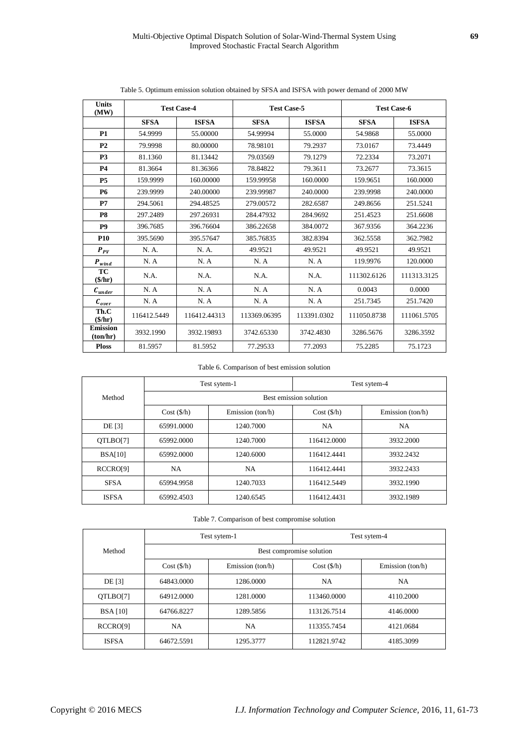Table 5. Optimum emission solution obtained by SFSA and ISFSA with power demand of 2000 MW

| Units (MW) | Test Case-4 | | Test Case-5 | | Test Case-6 | |
|---|---|---|---|---|---|---|
| | **SFSA** | **ISFSA** | **SFSA** | **ISFSA** | **SFSA** | **ISFSA** |
| **P1** | 54.9999 | 55.00000 | 54.99994 | 55.0000 | 54.9868 | 55.0000 |
| **P2** | 79.9998 | 80.00000 | 78.98101 | 79.2937 | 73.0167 | 73.4449 |
| **P3** | 81.1360 | 81.13442 | 79.03569 | 79.1279 | 72.2334 | 73.2071 |
| **P4** | 81.3664 | 81.36366 | 78.84822 | 79.3611 | 73.2677 | 73.3615 |
| **P5** | 159.9999 | 160.00000 | 159.99958 | 160.0000 | 159.9651 | 160.0000 |
| **P6** | 239.9999 | 240.00000 | 239.99987 | 240.0000 | 239.9998 | 240.0000 |
| **P7** | 294.5061 | 294.48525 | 279.00572 | 282.6587 | 249.8656 | 251.5241 |
| **P8** | 297.2489 | 297.26931 | 284.47932 | 284.9692 | 251.4523 | 251.6608 |
| **P9** | 396.7685 | 396.76604 | 386.22658 | 384.0072 | 367.9356 | 364.2236 |
| **P10** | 395.5690 | 395.57647 | 385.76835 | 382.8394 | 362.5558 | 362.7982 |
| $P_{PV}$ | N. A. | N. A. | 49.9521 | 49.9521 | 49.9521 | 49.9521 |
| $P_{wind}$ | N. A | N. A | N. A | N. A | 119.9976 | 120.0000 |
| **TC ($/hr)** | N.A. | N.A. | N.A. | N.A. | 111302.6126 | 111313.3125 |
| $C_{under}$ | N. A | N. A | N. A | N. A | 0.0043 | 0.0000 |
| $C_{over}$ | N. A | N. A | N. A | N. A | 251.7345 | 251.7420 |
| **Th.C ($/hr)** | 116412.5449 | 116412.44313 | 113369.06395 | 113391.0302 | 111050.8738 | 111061.5705 |
| **Emission (ton/hr)** | 3932.1990 | 3932.19893 | 3742.65330 | 3742.4830 | 3286.5676 | 3286.3592 |
| **Ploss** | 81.5957 | 81.5952 | 77.29533 | 77.2093 | 75.2285 | 75.1723 |

Table 6. Comparison of best emission solution

| Method | Test sytem-1 | | Test sytem-4 | |
|---|---|---|---|---|
| | Best emission solution | | | |
| | Cost ($/h) | Emission (ton/h) | Cost ($/h) | Emission (ton/h) |
| DE [3] | 65991.0000 | 1240.7000 | NA | NA |
| QTLBO[7] | 65992.0000 | 1240.7000 | 116412.0000 | 3932.2000 |
| BSA[10] | 65992.0000 | 1240.6000 | 116412.4441 | 3932.2432 |
| RCCRO[9] | NA | NA | 116412.4441 | 3932.2433 |
| SFSA | 65994.9958 | 1240.7033 | 116412.5449 | 3932.1990 |
| ISFSA | 65992.4503 | 1240.6545 | 116412.4431 | 3932.1989 |

Table 7. Comparison of best compromise solution

| Method | Test sytem-1 | | Test sytem-4 | |
|---|---|---|---|---|
| | Best compromise solution | | | |
| | Cost ($/h) | Emission (ton/h) | Cost ($/h) | Emission (ton/h) |
| DE [3] | 64843.0000 | 1286.0000 | NA | NA |
| QTLBO[7] | 64912.0000 | 1281.0000 | 113460.0000 | 4110.2000 |
| BSA [10] | 64766.8227 | 1289.5856 | 113126.7514 | 4146.0000 |
| RCCRO[9] | NA | NA | 113355.7454 | 4121.0684 |
| ISFSA | 64672.5591 | 1295.3777 | 112821.9742 | 4185.3099 |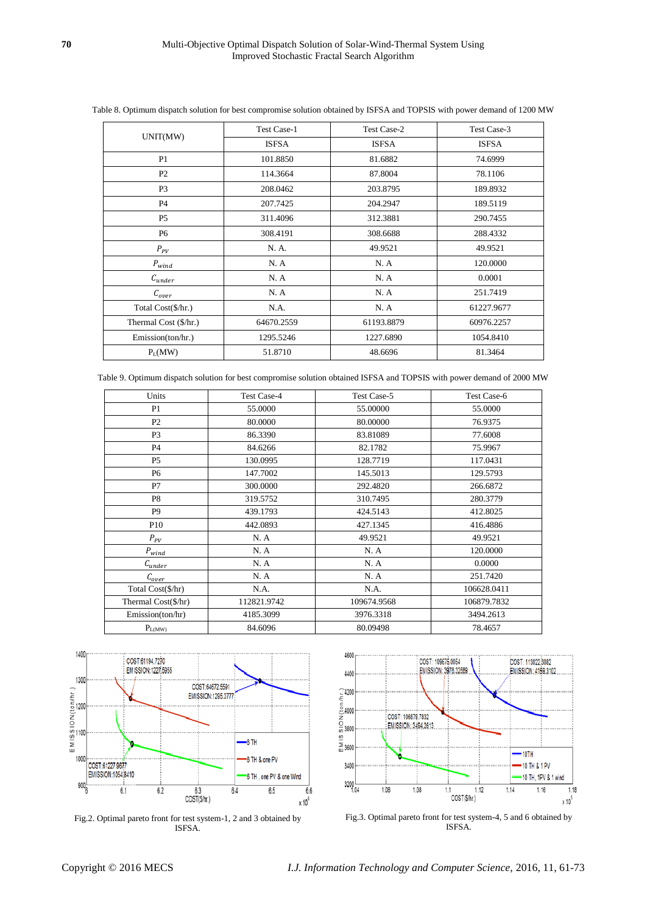Table 8. Optimum dispatch solution for best compromise solution obtained by ISFSA and TOPSIS with power demand of 1200 MW

| UNIT(MW) | Test Case-1 | Test Case-2 | Test Case-3 |
|---|---|---|---|
| | ISFSA | ISFSA | ISFSA |
| P1 | 101.8850 | 81.6882 | 74.6999 |
| P2 | 114.3664 | 87.8004 | 78.1106 |
| P3 | 208.0462 | 203.8795 | 189.8932 |
| P4 | 207.7425 | 204.2947 | 189.5119 |
| P5 | 311.4096 | 312.3881 | 290.7455 |
| P6 | 308.4191 | 308.6688 | 288.4332 |
| $P_{PV}$ | N. A. | 49.9521 | 49.9521 |
| $P_{wind}$ | N. A | N. A | 120.0000 |
| $C_{under}$ | N. A | N. A | 0.0001 |
| $C_{over}$ | N. A | N. A | 251.7419 |
| Total Cost($/hr.) | N.A. | N. A | 61227.9677 |
| Thermal Cost ($/hr.) | 64670.2559 | 61193.8879 | 60976.2257 |
| Emission(ton/hr.) | 1295.5246 | 1227.6890 | 1054.8410 |
| $P_L$(MW) | 51.8710 | 48.6696 | 81.3464 |

Table 9. Optimum dispatch solution for best compromise solution obtained ISFSA and TOPSIS with power demand of 2000 MW

| Units | Test Case-4 | Test Case-5 | Test Case-6 |
|---|---|---|---|
| P1 | 55.0000 | 55.00000 | 55.0000 |
| P2 | 80.0000 | 80.00000 | 76.9375 |
| P3 | 86.3390 | 83.81089 | 77.6008 |
| P4 | 84.6266 | 82.1782 | 75.9967 |
| P5 | 130.0995 | 128.7719 | 117.0431 |
| P6 | 147.7002 | 145.5013 | 129.5793 |
| P7 | 300.0000 | 292.4820 | 266.6872 |
| P8 | 319.5752 | 310.7495 | 280.3779 |
| P9 | 439.1793 | 424.5143 | 412.8025 |
| P10 | 442.0893 | 427.1345 | 416.4886 |
| $P_{PV}$ | N. A | 49.9521 | 49.9521 |
| $P_{wind}$ | N. A | N. A | 120.0000 |
| $C_{under}$ | N. A | N. A | 0.0000 |
| $C_{over}$ | N. A | N. A | 251.7420 |
| Total Cost($/hr) | N.A. | N.A. | 106628.0411 |
| Thermal Cost($/hr) | 112821.9742 | 109674.9568 | 106879.7832 |
| Emission(ton/hr) | 4185.3099 | 3976.3318 | 3494.2613 |
| $P_{L(MW)}$ | 84.6096 | 80.09498 | 78.4657 |

Fig.2. Optimal pareto front for test system-1, 2 and 3 obtained by ISFSA.

Fig.3. Optimal pareto front for test system-4, 5 and 6 obtained by ISFSA.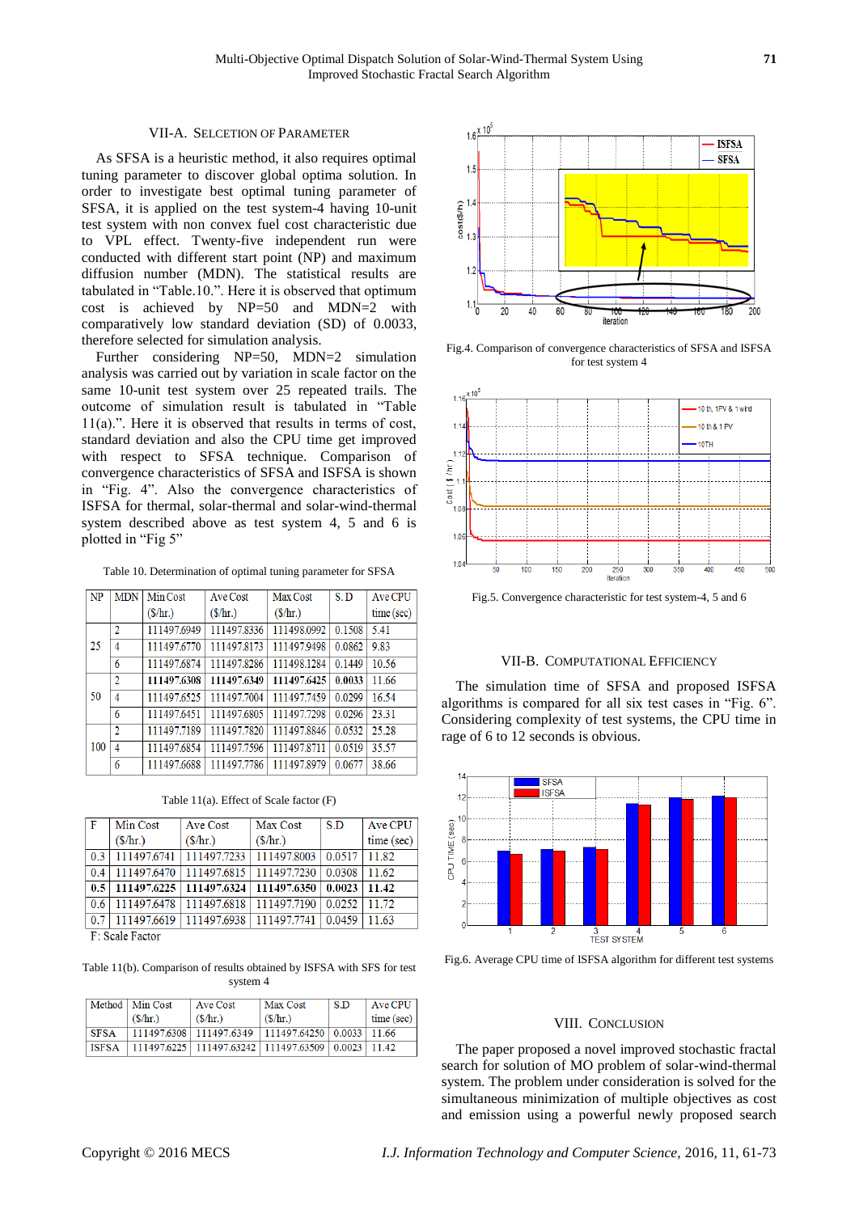### VII-A. Selcetion of Parameter

As SFSA is a heuristic method, it also requires optimal tuning parameter to discover global optima solution. In order to investigate best optimal tuning parameter of SFSA, it is applied on the test system-4 having 10-unit test system with non convex fuel cost characteristic due to VPL effect. Twenty-five independent run were conducted with different start point (NP) and maximum diffusion number (MDN). The statistical results are tabulated in "Table.10.". Here it is observed that optimum cost is achieved by NP=50 and MDN=2 with comparatively low standard deviation (SD) of 0.0033, therefore selected for simulation analysis.

Further considering NP=50, MDN=2 simulation analysis was carried out by variation in scale factor on the same 10-unit test system over 25 repeated trails. The outcome of simulation result is tabulated in "Table 11(a).". Here it is observed that results in terms of cost, standard deviation and also the CPU time get improved with respect to SFSA technique. Comparison of convergence characteristics of SFSA and ISFSA is shown in "Fig. 4". Also the convergence characteristics of ISFSA for thermal, solar-thermal and solar-wind-thermal system described above as test system 4, 5 and 6 is plotted in "Fig 5"

Table 10. Determination of optimal tuning parameter for SFSA

| NP | MDN | Min Cost ($/hr.) | Ave Cost ($/hr.) | Max Cost ($/hr.) | S.D | Ave CPU time (sec) |
|---|---|---|---|---|---|---|
| 25 | 2 | 111497.6949 | 111497.8336 | 111498.0992 | 0.1508 | 5.41 |
| | 4 | 111497.6770 | 111497.8173 | 111497.9498 | 0.0862 | 9.83 |
| | 6 | 111497.6874 | 111497.8286 | 111498.1284 | 0.1449 | 10.56 |
| 50 | 2 | **111497.6308** | **111497.6349** | **111497.6425** | **0.0033** | 11.66 |
| | 4 | 111497.6525 | 111497.7004 | 111497.7459 | 0.0299 | 16.54 |
| | 6 | 111497.6451 | 111497.6805 | 111497.7298 | 0.0296 | 23.31 |
| 100 | 2 | 111497.7189 | 111497.7820 | 111497.8846 | 0.0532 | 25.28 |
| | 4 | 111497.6854 | 111497.7596 | 111497.8711 | 0.0519 | 35.57 |
| | 6 | 111497.6688 | 111497.7786 | 111497.8979 | 0.0677 | 38.66 |

Table 11(a). Effect of Scale factor (F)

| F | Min Cost ($/hr.) | Ave Cost ($/hr.) | Max Cost ($/hr.) | S.D | Ave CPU time (sec) |
|---|---|---|---|---|---|
| 0.3 | 111497.6741 | 111497.7233 | 111497.8003 | 0.0517 | 11.82 |
| 0.4 | 111497.6470 | 111497.6815 | 111497.7230 | 0.0308 | 11.62 |
| **0.5** | **111497.6225** | **111497.6324** | **111497.6350** | **0.0023** | **11.42** |
| 0.6 | 111497.6478 | 111497.6818 | 111497.7190 | 0.0252 | 11.72 |
| 0.7 | 111497.6619 | 111497.6938 | 111497.7741 | 0.0459 | 11.63 |

F: Scale Factor

Table 11(b). Comparison of results obtained by ISFSA with SFS for test system 4

| Method | Min Cost ($/hr.) | Ave Cost ($/hr.) | Max Cost ($/hr.) | S.D | Ave CPU time (sec) |
|---|---|---|---|---|---|
| SFSA | 111497.6308 | 111497.6349 | 111497.64250 | 0.0033 | 11.66 |
| ISFSA | 111497.6225 | 111497.63242 | 111497.63509 | 0.0023 | 11.42 |

Fig.4. Comparison of convergence characteristics of SFSA and ISFSA for test system 4

Fig.5. Convergence characteristic for test system-4, 5 and 6

### VII-B. Computational Efficiency

The simulation time of SFSA and proposed ISFSA algorithms is compared for all six test cases in "Fig. 6". Considering complexity of test systems, the CPU time in rage of 6 to 12 seconds is obvious.

Fig.6. Average CPU time of ISFSA algorithm for different test systems

## VIII. Conclusion

The paper proposed a novel improved stochastic fractal search for solution of MO problem of solar-wind-thermal system. The problem under consideration is solved for the simultaneous minimization of multiple objectives as cost and emission using a powerful newly proposed search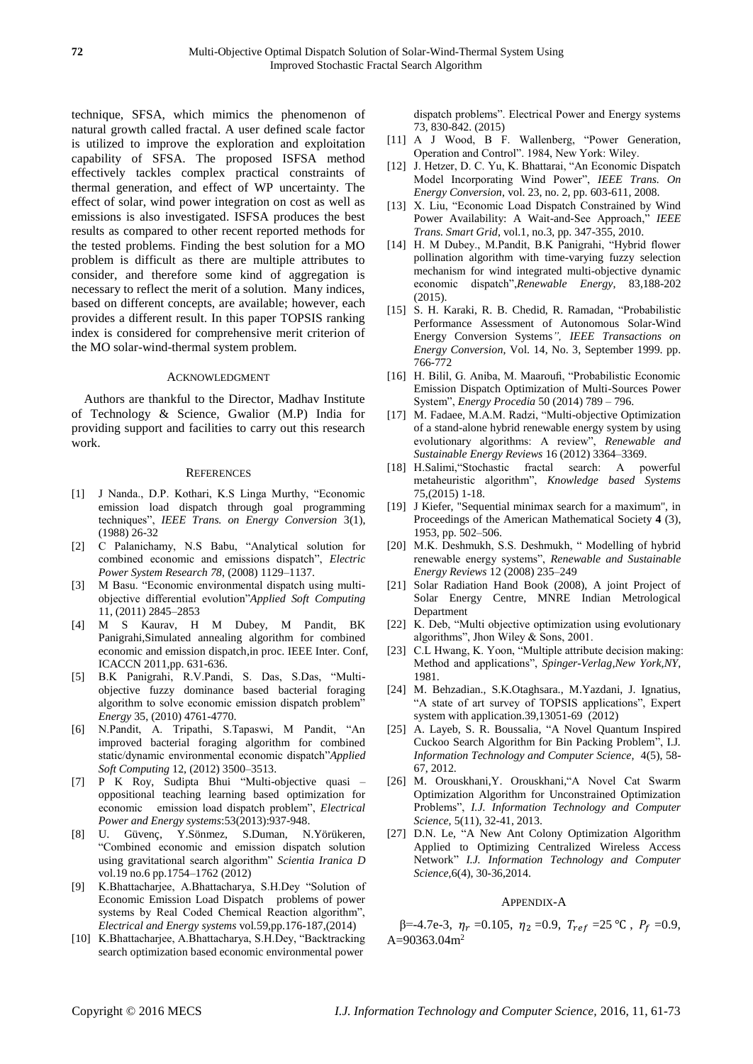technique, SFSA, which mimics the phenomenon of natural growth called fractal. A user defined scale factor is utilized to improve the exploration and exploitation capability of SFSA. The proposed ISFSA method effectively tackles complex practical constraints of thermal generation, and effect of WP uncertainty. The effect of solar, wind power integration on cost as well as emissions is also investigated. ISFSA produces the best results as compared to other recent reported methods for the tested problems. Finding the best solution for a MO problem is difficult as there are multiple attributes to consider, and therefore some kind of aggregation is necessary to reflect the merit of a solution. Many indices, based on different concepts, are available; however, each provides a different result. In this paper TOPSIS ranking index is considered for comprehensive merit criterion of the MO solar-wind-thermal system problem.

## ACKNOWLEDGMENT

Authors are thankful to the Director, Madhav Institute of Technology & Science, Gwalior (M.P) India for providing support and facilities to carry out this research work.

## REFERENCES

[1] J Nanda., D.P. Kothari, K.S Linga Murthy, "Economic emission load dispatch through goal programming techniques", *IEEE Trans. on Energy Conversion* 3(1), (1988) 26-32

[2] C Palanichamy, N.S Babu, "Analytical solution for combined economic and emissions dispatch", *Electric Power System Research 78*, (2008) 1129–1137.

[3] M Basu. "Economic environmental dispatch using multi-objective differential evolution"*Applied Soft Computing* 11, (2011) 2845–2853

[4] M S Kaurav, H M Dubey, M Pandit, BK Panigrahi,Simulated annealing algorithm for combined economic and emission dispatch,in proc. IEEE Inter. Conf, ICACCN 2011,pp. 631-636.

[5] B.K Panigrahi, R.V.Pandi, S. Das, S.Das, "Multi-objective fuzzy dominance based bacterial foraging algorithm to solve economic emission dispatch problem" *Energy* 35, (2010) 4761-4770.

[6] N.Pandit, A. Tripathi, S.Tapaswi, M Pandit, "An improved bacterial foraging algorithm for combined static/dynamic environmental economic dispatch"*Applied Soft Computing* 12, (2012) 3500–3513.

[7] P K Roy, Sudipta Bhui "Multi-objective quasi – oppositional teaching learning based optimization for economic emission load dispatch problem", *Electrical Power and Energy systems*:53(2013):937-948.

[8] U. Güvenç, Y.Sönmez, S.Duman, N.Yörükeren, "Combined economic and emission dispatch solution using gravitational search algorithm" *Scientia Iranica D* vol.19 no.6 pp.1754–1762 (2012)

[9] K.Bhattacharjee, A.Bhattacharya, S.H.Dey "Solution of Economic Emission Load Dispatch problems of power systems by Real Coded Chemical Reaction algorithm", *Electrical and Energy systems* vol.59,pp.176-187,(2014)

[10] K.Bhattacharjee, A.Bhattacharya, S.H.Dey, "Backtracking search optimization based economic environmental power dispatch problems". Electrical Power and Energy systems 73, 830-842. (2015)

[11] A J Wood, B F. Wallenberg, "Power Generation, Operation and Control". 1984, New York: Wiley.

[12] J. Hetzer, D. C. Yu, K. Bhattarai, "An Economic Dispatch Model Incorporating Wind Power", *IEEE Trans. On Energy Conversion*, vol. 23, no. 2, pp. 603-611, 2008.

[13] X. Liu, "Economic Load Dispatch Constrained by Wind Power Availability: A Wait-and-See Approach," *IEEE Trans. Smart Grid*, vol.1, no.3, pp. 347-355, 2010.

[14] H. M Dubey., M.Pandit, B.K Panigrahi, "Hybrid flower pollination algorithm with time-varying fuzzy selection mechanism for wind integrated multi-objective dynamic economic dispatch",*Renewable Energy*, 83,188-202 (2015).

[15] S. H. Karaki, R. B. Chedid, R. Ramadan, "Probabilistic Performance Assessment of Autonomous Solar-Wind Energy Conversion Systems*", IEEE Transactions on Energy Conversion*, Vol. 14, No. 3, September 1999. pp. 766-772

[16] H. Bilil, G. Aniba, M. Maaroufi, "Probabilistic Economic Emission Dispatch Optimization of Multi-Sources Power System", *Energy Procedia* 50 (2014) 789 – 796.

[17] M. Fadaee, M.A.M. Radzi, "Multi-objective Optimization of a stand-alone hybrid renewable energy system by using evolutionary algorithms: A review", *Renewable and Sustainable Energy Reviews* 16 (2012) 3364–3369.

[18] H.Salimi,"Stochastic fractal search: A powerful metaheuristic algorithm", *Knowledge based Systems* 75,(2015) 1-18.

[19] J Kiefer, "Sequential minimax search for a maximum", in Proceedings of the American Mathematical Society **4** (3), 1953, pp. 502–506.

[20] M.K. Deshmukh, S.S. Deshmukh, " Modelling of hybrid renewable energy systems", *Renewable and Sustainable Energy Reviews* 12 (2008) 235–249

[21] Solar Radiation Hand Book (2008), A joint Project of Solar Energy Centre, MNRE Indian Metrological Department

[22] K. Deb, "Multi objective optimization using evolutionary algorithms", Jhon Wiley & Sons, 2001.

[23] C.L Hwang, K. Yoon, "Multiple attribute decision making: Method and applications", *Spinger-Verlag,New York,NY*, 1981.

[24] M. Behzadian., S.K.Otaghsara., M.Yazdani, J. Ignatius, "A state of art survey of TOPSIS applications", Expert system with application.39,13051-69 (2012)

[25] A. Layeb, S. R. Boussalia, "A Novel Quantum Inspired Cuckoo Search Algorithm for Bin Packing Problem", I.J. *Information Technology and Computer Science,* 4(5), 58-67, 2012.

[26] M. Orouskhani,Y. Orouskhani,"A Novel Cat Swarm Optimization Algorithm for Unconstrained Optimization Problems", *I.J. Information Technology and Computer Science*, 5(11), 32-41, 2013.

[27] D.N. Le, "A New Ant Colony Optimization Algorithm Applied to Optimizing Centralized Wireless Access Network" *I.J. Information Technology and Computer Science,*6(4), 30-36,2014.

## APPENDIX-A

β=-4.7e-3, $\eta_r$ =0.105, $\eta_2$ =0.9, $T_{ref}$ =25 ℃ , $P_f$ =0.9, A=90363.04m$^2$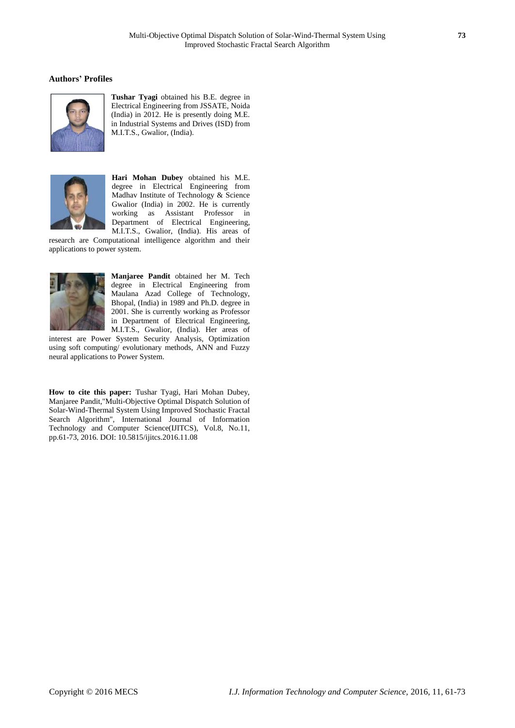## Authors' Profiles

**Tushar Tyagi** obtained his B.E. degree in Electrical Engineering from JSSATE, Noida (India) in 2012. He is presently doing M.E. in Industrial Systems and Drives (ISD) from M.I.T.S., Gwalior, (India).

**Hari Mohan Dubey** obtained his M.E. degree in Electrical Engineering from Madhav Institute of Technology & Science Gwalior (India) in 2002. He is currently working as Assistant Professor in Department of Electrical Engineering, M.I.T.S., Gwalior, (India). His areas of research are Computational intelligence algorithm and their applications to power system.

**Manjaree Pandit** obtained her M. Tech degree in Electrical Engineering from Maulana Azad College of Technology, Bhopal, (India) in 1989 and Ph.D. degree in 2001. She is currently working as Professor in Department of Electrical Engineering, M.I.T.S., Gwalior, (India). Her areas of interest are Power System Security Analysis, Optimization using soft computing/ evolutionary methods, ANN and Fuzzy neural applications to Power System.

**How to cite this paper:** Tushar Tyagi, Hari Mohan Dubey, Manjaree Pandit,"Multi-Objective Optimal Dispatch Solution of Solar-Wind-Thermal System Using Improved Stochastic Fractal Search Algorithm", International Journal of Information Technology and Computer Science(IJITCS), Vol.8, No.11, pp.61-73, 2016. DOI: 10.5815/ijitcs.2016.11.08